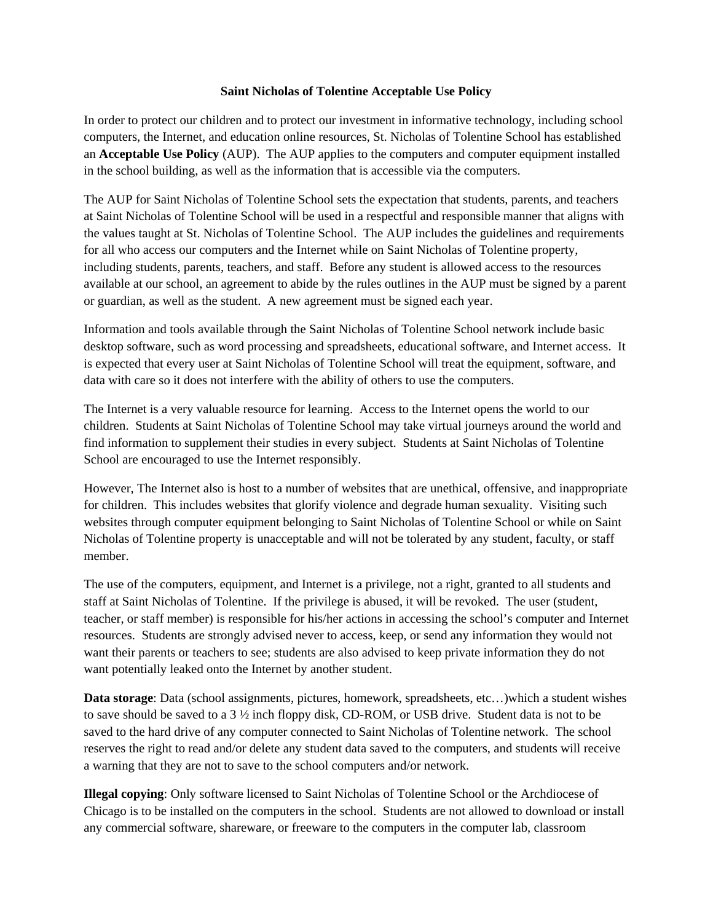**Saint Nicholas of Tolentine Acceptable Use Policy**

In order to protect our children and to protect our investment in informative technology, including school computers, the Internet, and education online resources, St. Nicholas of Tolentine School has established an **Acceptable Use Policy** (AUP). The AUP applies to the computers and computer equipment installed in the school building, as well as the information that is accessible via the computers.

The AUP for Saint Nicholas of Tolentine School sets the expectation that students, parents, and teachers at Saint Nicholas of Tolentine School will be used in a respectful and responsible manner that aligns with the values taught at St. Nicholas of Tolentine School. The AUP includes the guidelines and requirements for all who access our computers and the Internet while on Saint Nicholas of Tolentine property, including students, parents, teachers, and staff. Before any student is allowed access to the resources available at our school, an agreement to abide by the rules outlines in the AUP must be signed by a parent or guardian, as well as the student. A new agreement must be signed each year.

Information and tools available through the Saint Nicholas of Tolentine School network include basic desktop software, such as word processing and spreadsheets, educational software, and Internet access. It is expected that every user at Saint Nicholas of Tolentine School will treat the equipment, software, and data with care so it does not interfere with the ability of others to use the computers.

The Internet is a very valuable resource for learning. Access to the Internet opens the world to our children. Students at Saint Nicholas of Tolentine School may take virtual journeys around the world and find information to supplement their studies in every subject. Students at Saint Nicholas of Tolentine School are encouraged to use the Internet responsibly.

However, The Internet also is host to a number of websites that are unethical, offensive, and inappropriate for children. This includes websites that glorify violence and degrade human sexuality. Visiting such websites through computer equipment belonging to Saint Nicholas of Tolentine School or while on Saint Nicholas of Tolentine property is unacceptable and will not be tolerated by any student, faculty, or staff member.

The use of the computers, equipment, and Internet is a privilege, not a right, granted to all students and staff at Saint Nicholas of Tolentine. If the privilege is abused, it will be revoked. The user (student, teacher, or staff member) is responsible for his/her actions in accessing the school's computer and Internet resources. Students are strongly advised never to access, keep, or send any information they would not want their parents or teachers to see; students are also advised to keep private information they do not want potentially leaked onto the Internet by another student.

**Data storage**: Data (school assignments, pictures, homework, spreadsheets, etc…)which a student wishes to save should be saved to a 3 ½ inch floppy disk, CD-ROM, or USB drive. Student data is not to be saved to the hard drive of any computer connected to Saint Nicholas of Tolentine network. The school reserves the right to read and/or delete any student data saved to the computers, and students will receive a warning that they are not to save to the school computers and/or network.

**Illegal copying**: Only software licensed to Saint Nicholas of Tolentine School or the Archdiocese of Chicago is to be installed on the computers in the school. Students are not allowed to download or install any commercial software, shareware, or freeware to the computers in the computer lab, classroom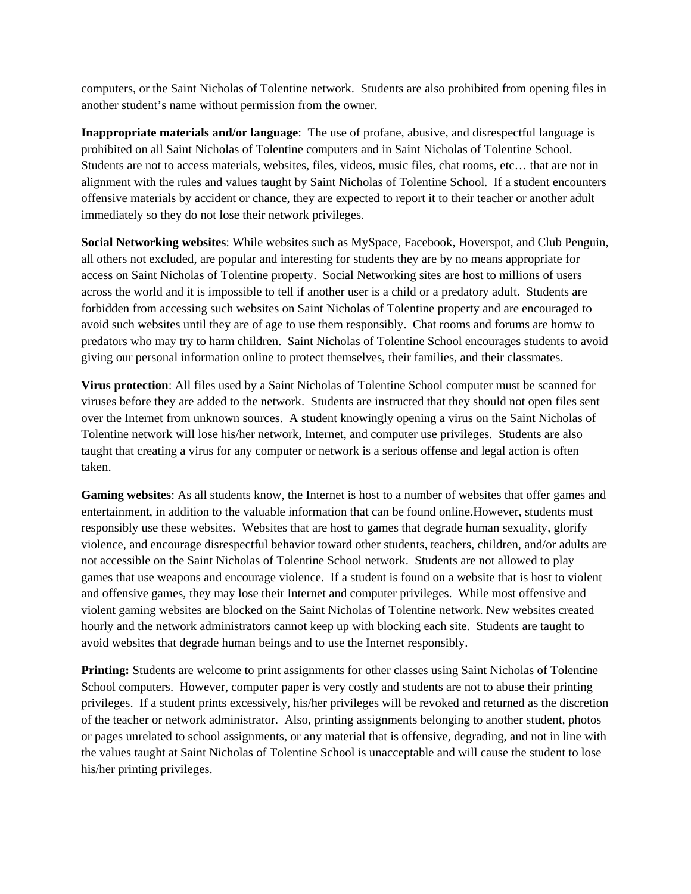computers, or the Saint Nicholas of Tolentine network. Students are also prohibited from opening files in another student's name without permission from the owner.

**Inappropriate materials and/or language**: The use of profane, abusive, and disrespectful language is prohibited on all Saint Nicholas of Tolentine computers and in Saint Nicholas of Tolentine School. Students are not to access materials, websites, files, videos, music files, chat rooms, etc… that are not in alignment with the rules and values taught by Saint Nicholas of Tolentine School. If a student encounters offensive materials by accident or chance, they are expected to report it to their teacher or another adult immediately so they do not lose their network privileges.

**Social Networking websites**: While websites such as MySpace, Facebook, Hoverspot, and Club Penguin, all others not excluded, are popular and interesting for students they are by no means appropriate for access on Saint Nicholas of Tolentine property. Social Networking sites are host to millions of users across the world and it is impossible to tell if another user is a child or a predatory adult. Students are forbidden from accessing such websites on Saint Nicholas of Tolentine property and are encouraged to avoid such websites until they are of age to use them responsibly. Chat rooms and forums are homw to predators who may try to harm children. Saint Nicholas of Tolentine School encourages students to avoid giving our personal information online to protect themselves, their families, and their classmates.

**Virus protection**: All files used by a Saint Nicholas of Tolentine School computer must be scanned for viruses before they are added to the network. Students are instructed that they should not open files sent over the Internet from unknown sources. A student knowingly opening a virus on the Saint Nicholas of Tolentine network will lose his/her network, Internet, and computer use privileges. Students are also taught that creating a virus for any computer or network is a serious offense and legal action is often taken.

**Gaming websites**: As all students know, the Internet is host to a number of websites that offer games and entertainment, in addition to the valuable information that can be found online.However, students must responsibly use these websites. Websites that are host to games that degrade human sexuality, glorify violence, and encourage disrespectful behavior toward other students, teachers, children, and/or adults are not accessible on the Saint Nicholas of Tolentine School network. Students are not allowed to play games that use weapons and encourage violence. If a student is found on a website that is host to violent and offensive games, they may lose their Internet and computer privileges. While most offensive and violent gaming websites are blocked on the Saint Nicholas of Tolentine network. New websites created hourly and the network administrators cannot keep up with blocking each site. Students are taught to avoid websites that degrade human beings and to use the Internet responsibly.

**Printing:** Students are welcome to print assignments for other classes using Saint Nicholas of Tolentine School computers. However, computer paper is very costly and students are not to abuse their printing privileges. If a student prints excessively, his/her privileges will be revoked and returned as the discretion of the teacher or network administrator. Also, printing assignments belonging to another student, photos or pages unrelated to school assignments, or any material that is offensive, degrading, and not in line with the values taught at Saint Nicholas of Tolentine School is unacceptable and will cause the student to lose his/her printing privileges.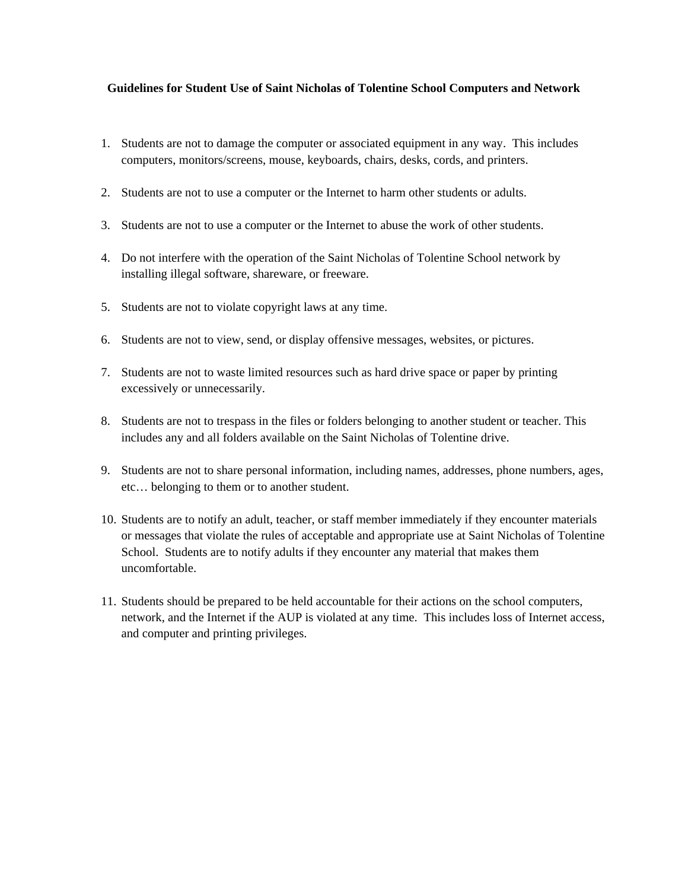**Guidelines for Student Use of Saint Nicholas of Tolentine School Computers and Network**

1. Students are not to damage the computer or associated equipment in any way. This includes computers, monitors/screens, mouse, keyboards, chairs, desks, cords, and printers.
2. Students are not to use a computer or the Internet to harm other students or adults.
3. Students are not to use a computer or the Internet to abuse the work of other students.
4. Do not interfere with the operation of the Saint Nicholas of Tolentine School network by installing illegal software, shareware, or freeware.
5. Students are not to violate copyright laws at any time.
6. Students are not to view, send, or display offensive messages, websites, or pictures.
7. Students are not to waste limited resources such as hard drive space or paper by printing excessively or unnecessarily.
8. Students are not to trespass in the files or folders belonging to another student or teacher. This includes any and all folders available on the Saint Nicholas of Tolentine drive.
9. Students are not to share personal information, including names, addresses, phone numbers, ages, etc… belonging to them or to another student.
10. Students are to notify an adult, teacher, or staff member immediately if they encounter materials or messages that violate the rules of acceptable and appropriate use at Saint Nicholas of Tolentine School. Students are to notify adults if they encounter any material that makes them uncomfortable.
11. Students should be prepared to be held accountable for their actions on the school computers, network, and the Internet if the AUP is violated at any time. This includes loss of Internet access, and computer and printing privileges.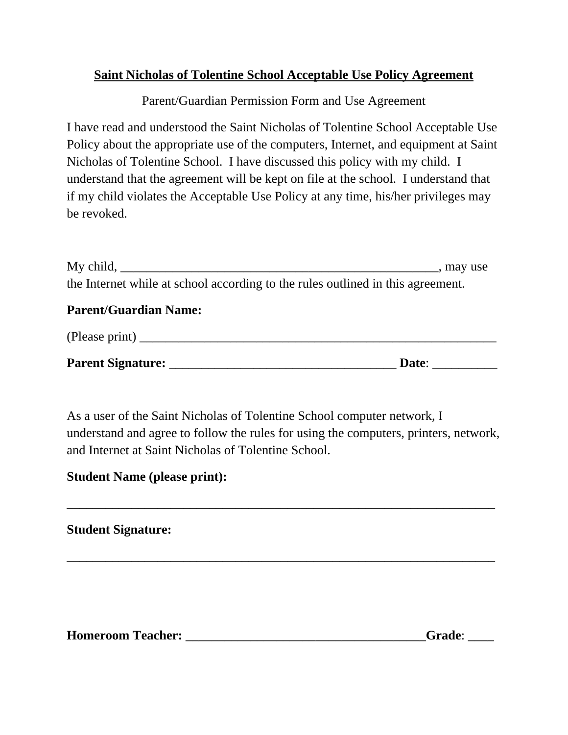**<u>Saint Nicholas of Tolentine School Acceptable Use Policy Agreement</u>**

Parent/Guardian Permission Form and Use Agreement

I have read and understood the Saint Nicholas of Tolentine School Acceptable Use Policy about the appropriate use of the computers, Internet, and equipment at Saint Nicholas of Tolentine School. I have discussed this policy with my child. I understand that the agreement will be kept on file at the school. I understand that if my child violates the Acceptable Use Policy at any time, his/her privileges may be revoked.

My child, ___________________________________________________, may use the Internet while at school according to the rules outlined in this agreement.

**Parent/Guardian Name:**

(Please print) ________________________________________________________

**Parent Signature:** ___________________________________ **Date**: __________

As a user of the Saint Nicholas of Tolentine School computer network, I understand and agree to follow the rules for using the computers, printers, network, and Internet at Saint Nicholas of Tolentine School.

**Student Name (please print):**

____________________________________________________________________

**Student Signature:**

____________________________________________________________________

**Homeroom Teacher:** ______________________________________**Grade**: ____